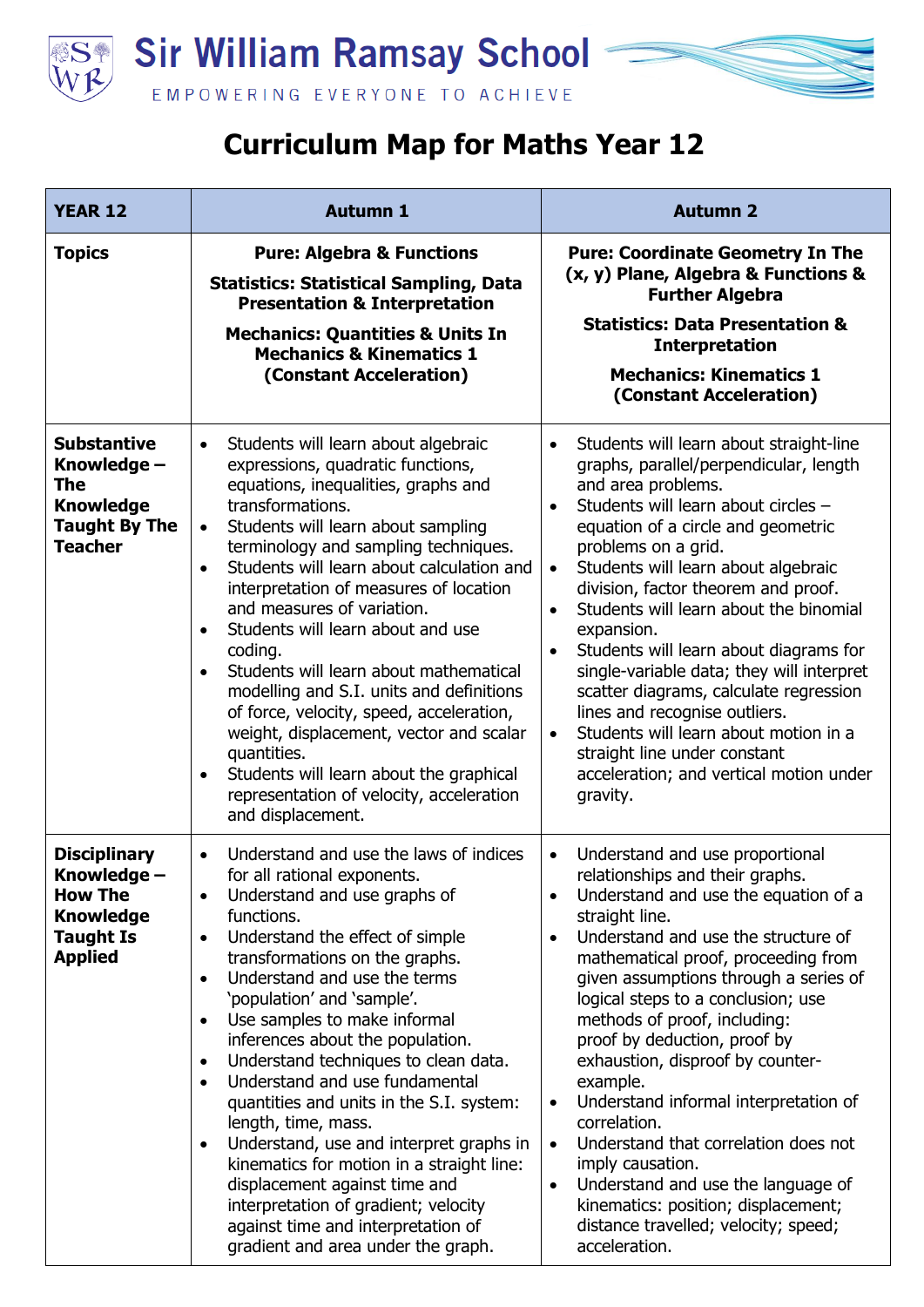# Sir William Ramsay School

EMPOWERING EVERYONE TO ACHIEVE

## Curriculum Map for Maths Year 12

| YEAR 12 | Autumn 1 | Autumn 2 |
|---|---|---|
| **Topics** | **Pure: Algebra & Functions**<br><br>**Statistics: Statistical Sampling, Data Presentation & Interpretation**<br><br>**Mechanics: Quantities & Units In Mechanics & Kinematics 1 (Constant Acceleration)** | **Pure: Coordinate Geometry In The (x, y) Plane, Algebra & Functions & Further Algebra**<br><br>**Statistics: Data Presentation & Interpretation**<br><br>**Mechanics: Kinematics 1 (Constant Acceleration)** |
| **Substantive Knowledge – The Knowledge Taught By The Teacher** | • Students will learn about algebraic expressions, quadratic functions, equations, inequalities, graphs and transformations.<br>• Students will learn about sampling terminology and sampling techniques.<br>• Students will learn about calculation and interpretation of measures of location and measures of variation.<br>• Students will learn about and use coding.<br>• Students will learn about mathematical modelling and S.I. units and definitions of force, velocity, speed, acceleration, weight, displacement, vector and scalar quantities.<br>• Students will learn about the graphical representation of velocity, acceleration and displacement. | • Students will learn about straight-line graphs, parallel/perpendicular, length and area problems.<br>• Students will learn about circles – equation of a circle and geometric problems on a grid.<br>• Students will learn about algebraic division, factor theorem and proof.<br>• Students will learn about the binomial expansion.<br>• Students will learn about diagrams for single-variable data; they will interpret scatter diagrams, calculate regression lines and recognise outliers.<br>• Students will learn about motion in a straight line under constant acceleration; and vertical motion under gravity. |
| **Disciplinary Knowledge – How The Knowledge Taught Is Applied** | • Understand and use the laws of indices for all rational exponents.<br>• Understand and use graphs of functions.<br>• Understand the effect of simple transformations on the graphs.<br>• Understand and use the terms 'population' and 'sample'.<br>• Use samples to make informal inferences about the population.<br>• Understand techniques to clean data.<br>• Understand and use fundamental quantities and units in the S.I. system: length, time, mass.<br>• Understand, use and interpret graphs in kinematics for motion in a straight line: displacement against time and interpretation of gradient; velocity against time and interpretation of gradient and area under the graph. | • Understand and use proportional relationships and their graphs.<br>• Understand and use the equation of a straight line.<br>• Understand and use the structure of mathematical proof, proceeding from given assumptions through a series of logical steps to a conclusion; use methods of proof, including: proof by deduction, proof by exhaustion, disproof by counter-example.<br>• Understand informal interpretation of correlation.<br>• Understand that correlation does not imply causation.<br>• Understand and use the language of kinematics: position; displacement; distance travelled; velocity; speed; acceleration. |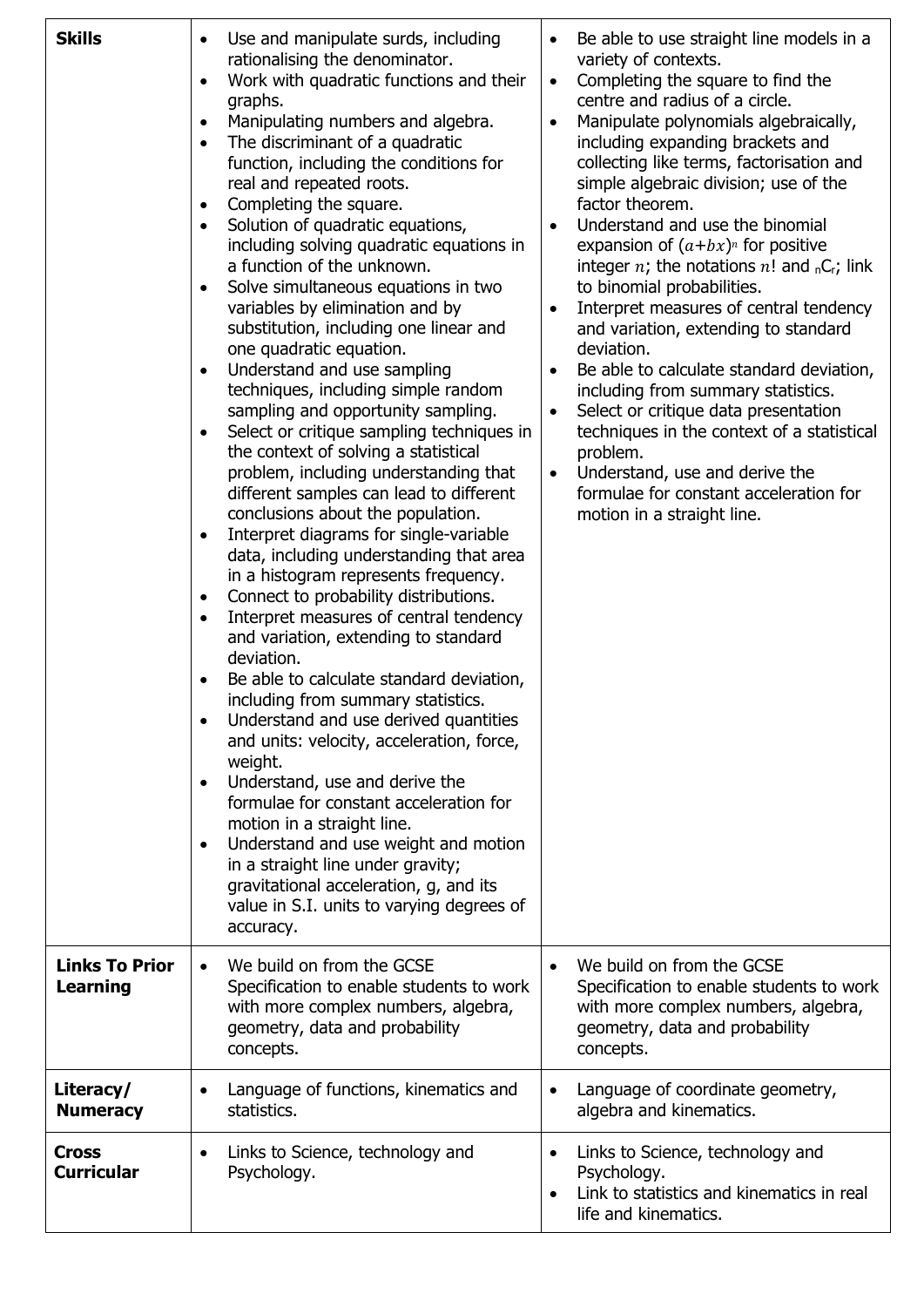| | | |
|---|---|---|
| **Skills** | <ul><li>Use and manipulate surds, including rationalising the denominator.</li><li>Work with quadratic functions and their graphs.</li><li>Manipulating numbers and algebra.</li><li>The discriminant of a quadratic function, including the conditions for real and repeated roots.</li><li>Completing the square.</li><li>Solution of quadratic equations, including solving quadratic equations in a function of the unknown.</li><li>Solve simultaneous equations in two variables by elimination and by substitution, including one linear and one quadratic equation.</li><li>Understand and use sampling techniques, including simple random sampling and opportunity sampling.</li><li>Select or critique sampling techniques in the context of solving a statistical problem, including understanding that different samples can lead to different conclusions about the population.</li><li>Interpret diagrams for single-variable data, including understanding that area in a histogram represents frequency.</li><li>Connect to probability distributions.</li><li>Interpret measures of central tendency and variation, extending to standard deviation.</li><li>Be able to calculate standard deviation, including from summary statistics.</li><li>Understand and use derived quantities and units: velocity, acceleration, force, weight.</li><li>Understand, use and derive the formulae for constant acceleration for motion in a straight line.</li><li>Understand and use weight and motion in a straight line under gravity; gravitational acceleration, g, and its value in S.I. units to varying degrees of accuracy.</li></ul> | <ul><li>Be able to use straight line models in a variety of contexts.</li><li>Completing the square to find the centre and radius of a circle.</li><li>Manipulate polynomials algebraically, including expanding brackets and collecting like terms, factorisation and simple algebraic division; use of the factor theorem.</li><li>Understand and use the binomial expansion of $(a+bx)^n$ for positive integer $n$; the notations $n!$ and ${}_nC_r$; link to binomial probabilities.</li><li>Interpret measures of central tendency and variation, extending to standard deviation.</li><li>Be able to calculate standard deviation, including from summary statistics.</li><li>Select or critique data presentation techniques in the context of a statistical problem.</li><li>Understand, use and derive the formulae for constant acceleration for motion in a straight line.</li></ul> |
| **Links To Prior Learning** | <ul><li>We build on from the GCSE Specification to enable students to work with more complex numbers, algebra, geometry, data and probability concepts.</li></ul> | <ul><li>We build on from the GCSE Specification to enable students to work with more complex numbers, algebra, geometry, data and probability concepts.</li></ul> |
| **Literacy/ Numeracy** | <ul><li>Language of functions, kinematics and statistics.</li></ul> | <ul><li>Language of coordinate geometry, algebra and kinematics.</li></ul> |
| **Cross Curricular** | <ul><li>Links to Science, technology and Psychology.</li></ul> | <ul><li>Links to Science, technology and Psychology.</li><li>Link to statistics and kinematics in real life and kinematics.</li></ul> |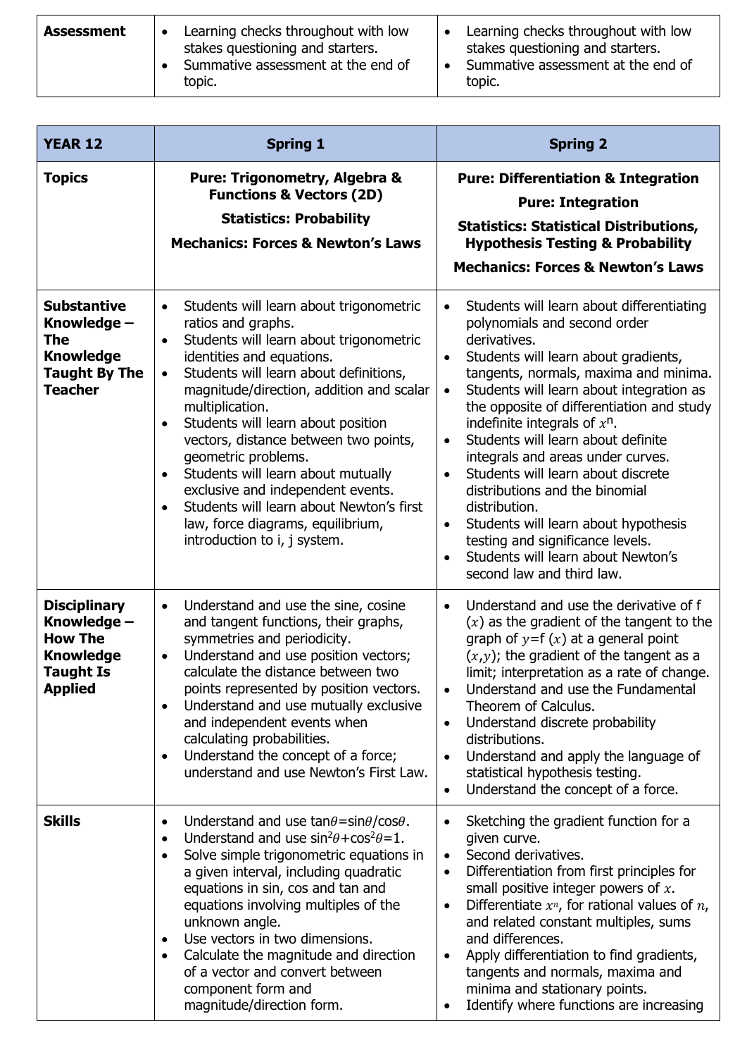| Assessment | <ul><li>Learning checks throughout with low stakes questioning and starters.</li><li>Summative assessment at the end of topic.</li></ul> | <ul><li>Learning checks throughout with low stakes questioning and starters.</li><li>Summative assessment at the end of topic.</li></ul> |
|---|---|---|

| YEAR 12 | Spring 1 | Spring 2 |
|---|---|---|
| **Topics** | **Pure: Trigonometry, Algebra & Functions & Vectors (2D)**<br><br>**Statistics: Probability**<br><br>**Mechanics: Forces & Newton's Laws** | **Pure: Differentiation & Integration**<br><br>**Pure: Integration**<br><br>**Statistics: Statistical Distributions, Hypothesis Testing & Probability**<br><br>**Mechanics: Forces & Newton's Laws** |
| **Substantive Knowledge – The Knowledge Taught By The Teacher** | <ul><li>Students will learn about trigonometric ratios and graphs.</li><li>Students will learn about trigonometric identities and equations.</li><li>Students will learn about definitions, magnitude/direction, addition and scalar multiplication.</li><li>Students will learn about position vectors, distance between two points, geometric problems.</li><li>Students will learn about mutually exclusive and independent events.</li><li>Students will learn about Newton's first law, force diagrams, equilibrium, introduction to i, j system.</li></ul> | <ul><li>Students will learn about differentiating polynomials and second order derivatives.</li><li>Students will learn about gradients, tangents, normals, maxima and minima.</li><li>Students will learn about integration as the opposite of differentiation and study indefinite integrals of $x^n$.</li><li>Students will learn about definite integrals and areas under curves.</li><li>Students will learn about discrete distributions and the binomial distribution.</li><li>Students will learn about hypothesis testing and significance levels.</li><li>Students will learn about Newton's second law and third law.</li></ul> |
| **Disciplinary Knowledge – How The Knowledge Taught Is Applied** | <ul><li>Understand and use the sine, cosine and tangent functions, their graphs, symmetries and periodicity.</li><li>Understand and use position vectors; calculate the distance between two points represented by position vectors.</li><li>Understand and use mutually exclusive and independent events when calculating probabilities.</li><li>Understand the concept of a force; understand and use Newton's First Law.</li></ul> | <ul><li>Understand and use the derivative of f $(x)$ as the gradient of the tangent to the graph of $y$=f $(x)$ at a general point $(x,y)$; the gradient of the tangent as a limit; interpretation as a rate of change.</li><li>Understand and use the Fundamental Theorem of Calculus.</li><li>Understand discrete probability distributions.</li><li>Understand and apply the language of statistical hypothesis testing.</li><li>Understand the concept of a force.</li></ul> |
| **Skills** | <ul><li>Understand and use $\tan\theta=\sin\theta/\cos\theta$.</li><li>Understand and use $\sin^2\theta+\cos^2\theta=1$.</li><li>Solve simple trigonometric equations in a given interval, including quadratic equations in sin, cos and tan and equations involving multiples of the unknown angle.</li><li>Use vectors in two dimensions.</li><li>Calculate the magnitude and direction of a vector and convert between component form and magnitude/direction form.</li></ul> | <ul><li>Sketching the gradient function for a given curve.</li><li>Second derivatives.</li><li>Differentiation from first principles for small positive integer powers of $x$.</li><li>Differentiate $x^n$, for rational values of $n$, and related constant multiples, sums and differences.</li><li>Apply differentiation to find gradients, tangents and normals, maxima and minima and stationary points.</li><li>Identify where functions are increasing</li></ul> |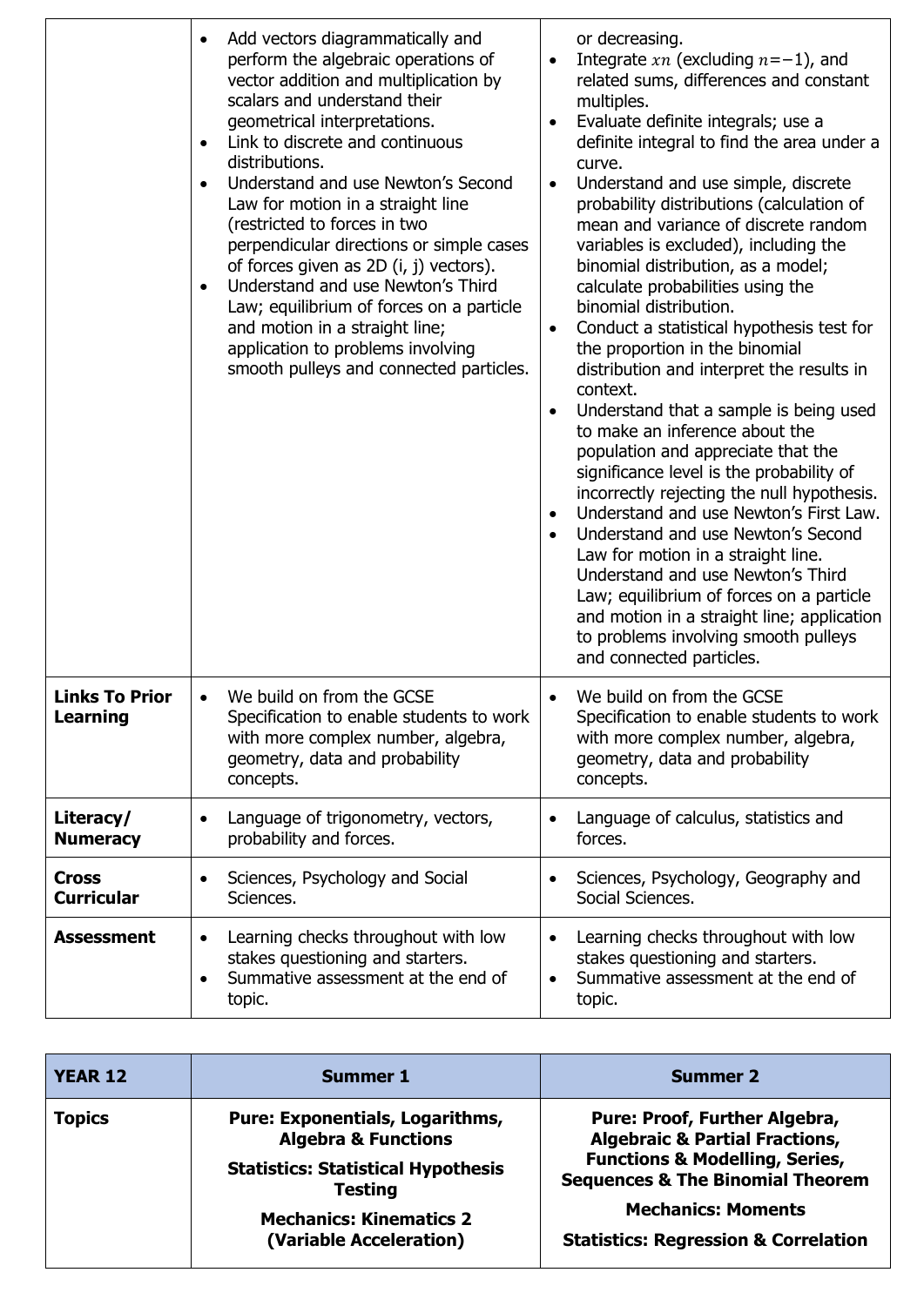| | | |
|---|---|---|
| | • Add vectors diagrammatically and perform the algebraic operations of vector addition and multiplication by scalars and understand their geometrical interpretations.<br>• Link to discrete and continuous distributions.<br>• Understand and use Newton's Second Law for motion in a straight line (restricted to forces in two perpendicular directions or simple cases of forces given as 2D (i, j) vectors).<br>• Understand and use Newton's Third Law; equilibrium of forces on a particle and motion in a straight line; application to problems involving smooth pulleys and connected particles. | or decreasing.<br>• Integrate $xn$ (excluding $n=-1$), and related sums, differences and constant multiples.<br>• Evaluate definite integrals; use a definite integral to find the area under a curve.<br>• Understand and use simple, discrete probability distributions (calculation of mean and variance of discrete random variables is excluded), including the binomial distribution, as a model; calculate probabilities using the binomial distribution.<br>• Conduct a statistical hypothesis test for the proportion in the binomial distribution and interpret the results in context.<br>• Understand that a sample is being used to make an inference about the population and appreciate that the significance level is the probability of incorrectly rejecting the null hypothesis.<br>• Understand and use Newton's First Law.<br>• Understand and use Newton's Second Law for motion in a straight line. Understand and use Newton's Third Law; equilibrium of forces on a particle and motion in a straight line; application to problems involving smooth pulleys and connected particles. |
| **Links To Prior Learning** | • We build on from the GCSE Specification to enable students to work with more complex number, algebra, geometry, data and probability concepts. | • We build on from the GCSE Specification to enable students to work with more complex number, algebra, geometry, data and probability concepts. |
| **Literacy/ Numeracy** | • Language of trigonometry, vectors, probability and forces. | • Language of calculus, statistics and forces. |
| **Cross Curricular** | • Sciences, Psychology and Social Sciences. | • Sciences, Psychology, Geography and Social Sciences. |
| **Assessment** | • Learning checks throughout with low stakes questioning and starters.<br>• Summative assessment at the end of topic. | • Learning checks throughout with low stakes questioning and starters.<br>• Summative assessment at the end of topic. |

| **YEAR 12** | **Summer 1** | **Summer 2** |
|---|---|---|
| **Topics** | **Pure: Exponentials, Logarithms, Algebra & Functions**<br>**Statistics: Statistical Hypothesis Testing**<br>**Mechanics: Kinematics 2 (Variable Acceleration)** | **Pure: Proof, Further Algebra, Algebraic & Partial Fractions, Functions & Modelling, Series, Sequences & The Binomial Theorem**<br>**Mechanics: Moments**<br>**Statistics: Regression & Correlation** |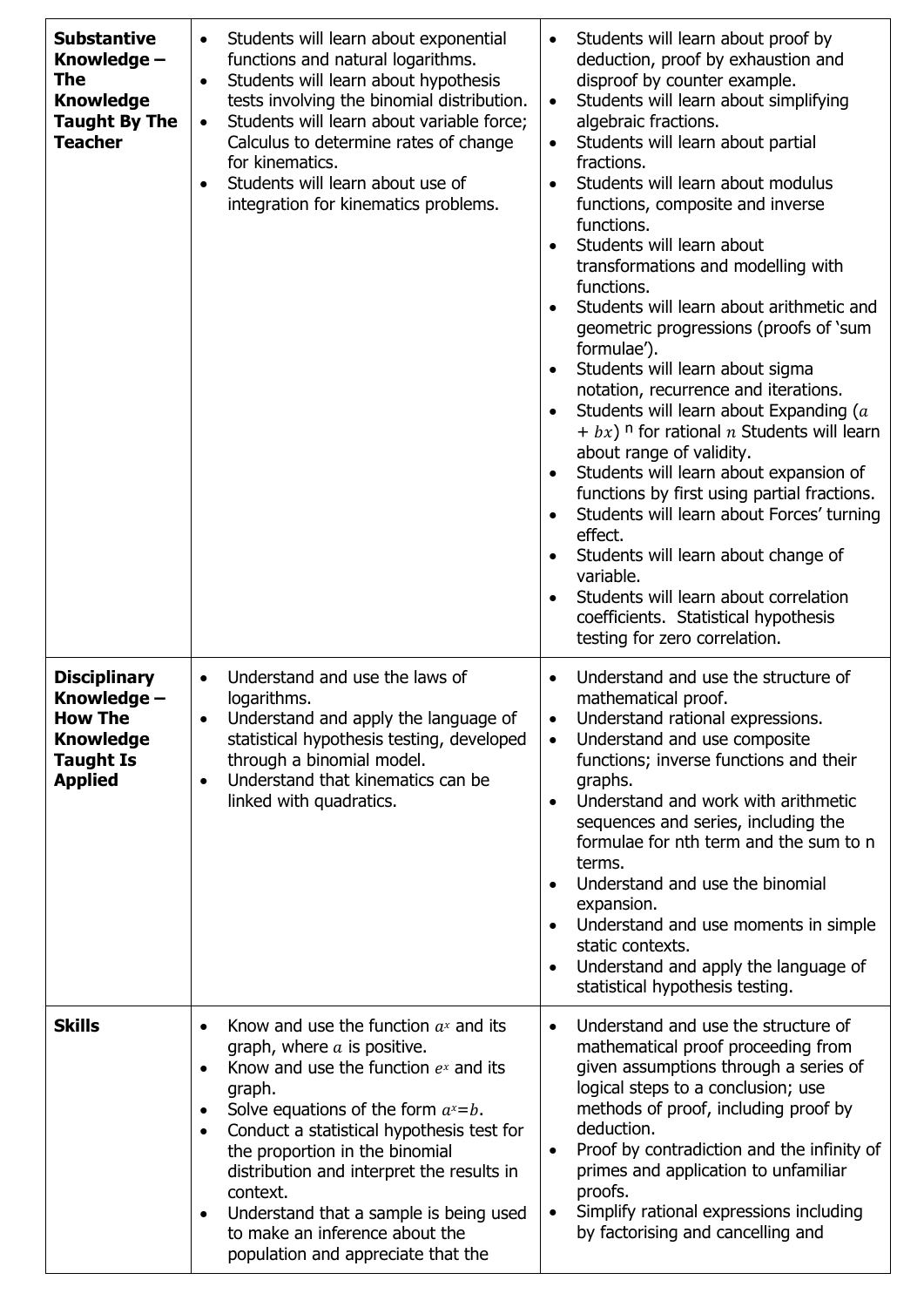| | | |
|---|---|---|
| **Substantive Knowledge – The Knowledge Taught By The Teacher** | • Students will learn about exponential functions and natural logarithms.<br>• Students will learn about hypothesis tests involving the binomial distribution.<br>• Students will learn about variable force; Calculus to determine rates of change for kinematics.<br>• Students will learn about use of integration for kinematics problems. | • Students will learn about proof by deduction, proof by exhaustion and disproof by counter example.<br>• Students will learn about simplifying algebraic fractions.<br>• Students will learn about partial fractions.<br>• Students will learn about modulus functions, composite and inverse functions.<br>• Students will learn about transformations and modelling with functions.<br>• Students will learn about arithmetic and geometric progressions (proofs of 'sum formulae').<br>• Students will learn about sigma notation, recurrence and iterations.<br>• Students will learn about Expanding $(a + bx)^n$ for rational $n$ Students will learn about range of validity.<br>• Students will learn about expansion of functions by first using partial fractions.<br>• Students will learn about Forces' turning effect.<br>• Students will learn about change of variable.<br>• Students will learn about correlation coefficients. Statistical hypothesis testing for zero correlation. |
| **Disciplinary Knowledge – How The Knowledge Taught Is Applied** | • Understand and use the laws of logarithms.<br>• Understand and apply the language of statistical hypothesis testing, developed through a binomial model.<br>• Understand that kinematics can be linked with quadratics. | • Understand and use the structure of mathematical proof.<br>• Understand rational expressions.<br>• Understand and use composite functions; inverse functions and their graphs.<br>• Understand and work with arithmetic sequences and series, including the formulae for nth term and the sum to n terms.<br>• Understand and use the binomial expansion.<br>• Understand and use moments in simple static contexts.<br>• Understand and apply the language of statistical hypothesis testing. |
| **Skills** | • Know and use the function $a^x$ and its graph, where $a$ is positive.<br>• Know and use the function $e^x$ and its graph.<br>• Solve equations of the form $a^x = b$.<br>• Conduct a statistical hypothesis test for the proportion in the binomial distribution and interpret the results in context.<br>• Understand that a sample is being used to make an inference about the population and appreciate that the | • Understand and use the structure of mathematical proof proceeding from given assumptions through a series of logical steps to a conclusion; use methods of proof, including proof by deduction.<br>• Proof by contradiction and the infinity of primes and application to unfamiliar proofs.<br>• Simplify rational expressions including by factorising and cancelling and |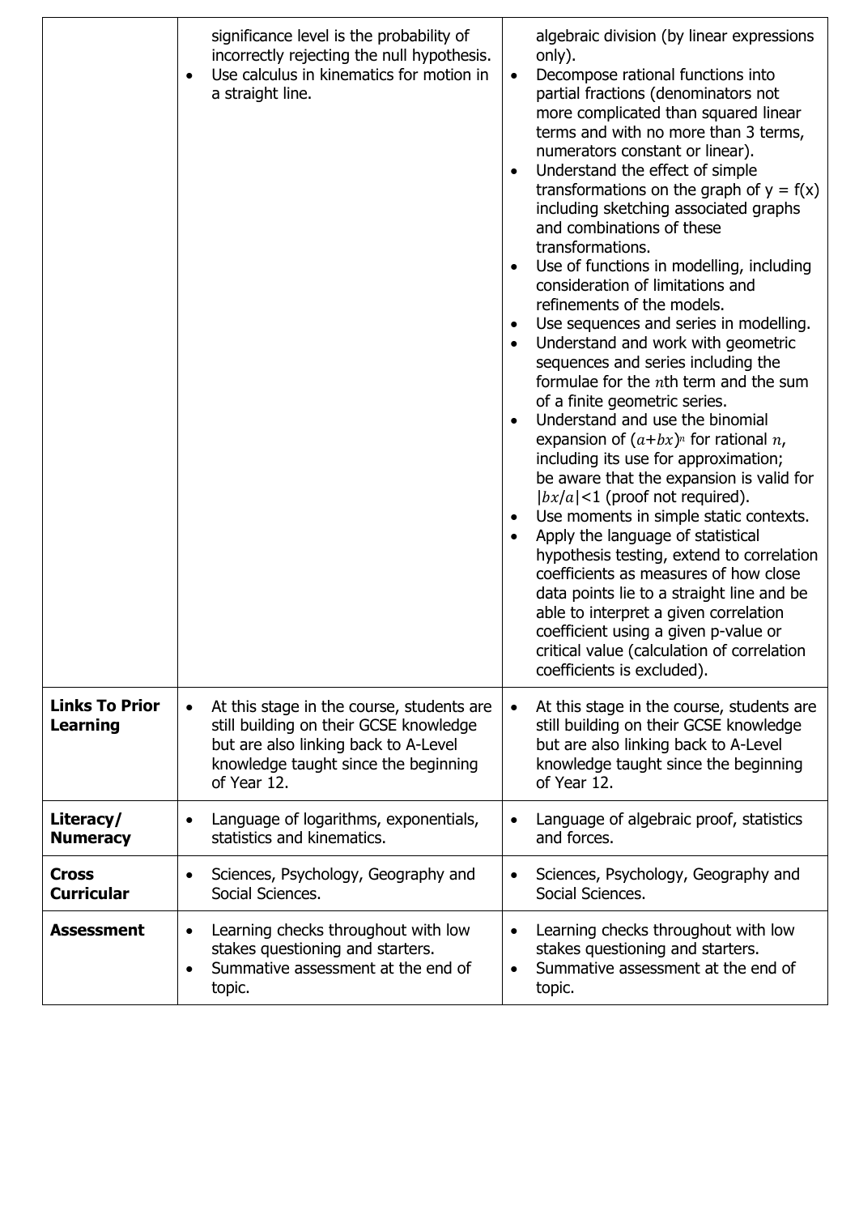| | | |
|---|---|---|
| | significance level is the probability of incorrectly rejecting the null hypothesis.<br>• Use calculus in kinematics for motion in a straight line. | algebraic division (by linear expressions only).<br>• Decompose rational functions into partial fractions (denominators not more complicated than squared linear terms and with no more than 3 terms, numerators constant or linear).<br>• Understand the effect of simple transformations on the graph of y = f(x) including sketching associated graphs and combinations of these transformations.<br>• Use of functions in modelling, including consideration of limitations and refinements of the models.<br>• Use sequences and series in modelling.<br>• Understand and work with geometric sequences and series including the formulae for the $n$th term and the sum of a finite geometric series.<br>• Understand and use the binomial expansion of $(a+bx)^n$ for rational $n$, including its use for approximation; be aware that the expansion is valid for $\lvert bx/a \rvert<1$ (proof not required).<br>• Use moments in simple static contexts.<br>• Apply the language of statistical hypothesis testing, extend to correlation coefficients as measures of how close data points lie to a straight line and be able to interpret a given correlation coefficient using a given p-value or critical value (calculation of correlation coefficients is excluded). |
| **Links To Prior Learning** | • At this stage in the course, students are still building on their GCSE knowledge but are also linking back to A-Level knowledge taught since the beginning of Year 12. | • At this stage in the course, students are still building on their GCSE knowledge but are also linking back to A-Level knowledge taught since the beginning of Year 12. |
| **Literacy/ Numeracy** | • Language of logarithms, exponentials, statistics and kinematics. | • Language of algebraic proof, statistics and forces. |
| **Cross Curricular** | • Sciences, Psychology, Geography and Social Sciences. | • Sciences, Psychology, Geography and Social Sciences. |
| **Assessment** | • Learning checks throughout with low stakes questioning and starters.<br>• Summative assessment at the end of topic. | • Learning checks throughout with low stakes questioning and starters.<br>• Summative assessment at the end of topic. |